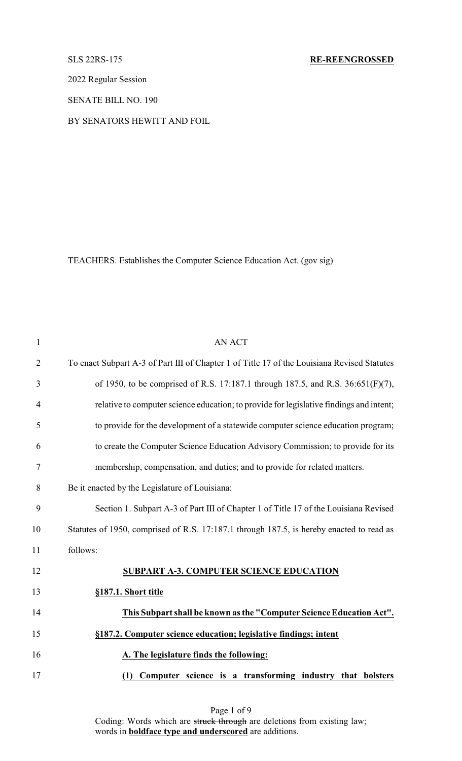SLS 22RS-175 **RE-REENGROSSED**

2022 Regular Session

SENATE BILL NO. 190

BY SENATORS HEWITT AND FOIL

TEACHERS. Establishes the Computer Science Education Act. (gov sig)

AN ACT

To enact Subpart A-3 of Part III of Chapter 1 of Title 17 of the Louisiana Revised Statutes of 1950, to be comprised of R.S. 17:187.1 through 187.5, and R.S. 36:651(F)(7), relative to computer science education; to provide for legislative findings and intent; to provide for the development of a statewide computer science education program; to create the Computer Science Education Advisory Commission; to provide for its membership, compensation, and duties; and to provide for related matters.

Be it enacted by the Legislature of Louisiana:

Section 1. Subpart A-3 of Part III of Chapter 1 of Title 17 of the Louisiana Revised Statutes of 1950, comprised of R.S. 17:187.1 through 187.5, is hereby enacted to read as follows:

**SUBPART A-3. COMPUTER SCIENCE EDUCATION**

**§187.1. Short title**

**This Subpart shall be known as the "Computer Science Education Act".**

**§187.2. Computer science education; legislative findings; intent**

**A. The legislature finds the following:**

**(1) Computer science is a transforming industry that bolsters**

Coding: Words which are ~~struck through~~ are deletions from existing law; words in **boldface type and underscored** are additions.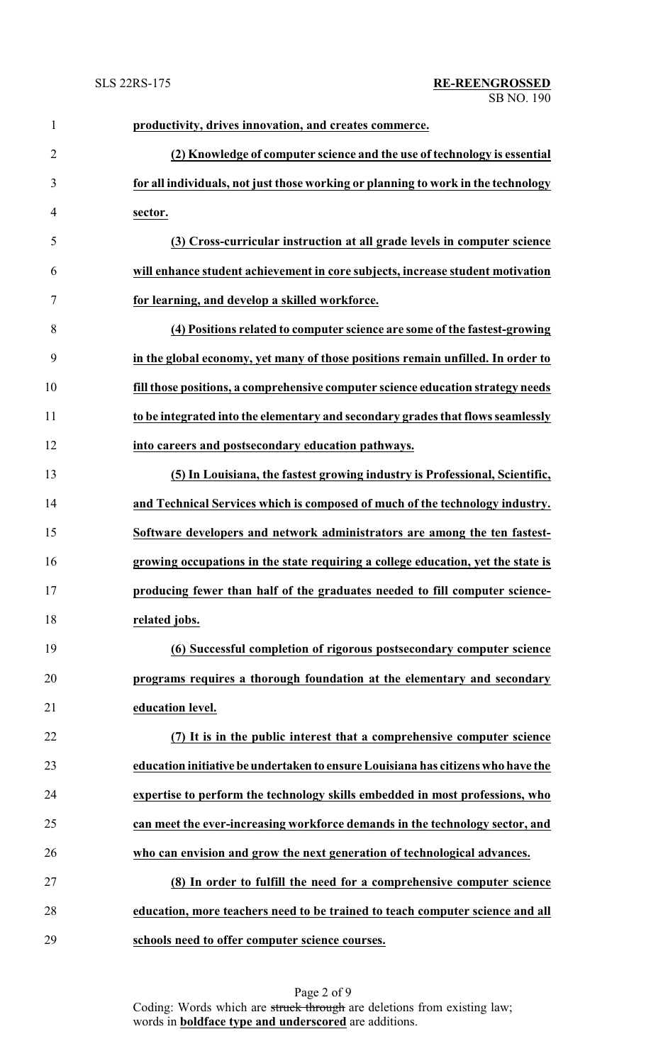**productivity, drives innovation, and creates commerce.**

**(2) Knowledge of computer science and the use of technology is essential for all individuals, not just those working or planning to work in the technology sector.**

**(3) Cross-curricular instruction at all grade levels in computer science will enhance student achievement in core subjects, increase student motivation for learning, and develop a skilled workforce.**

**(4) Positions related to computer science are some of the fastest-growing in the global economy, yet many of those positions remain unfilled. In order to fill those positions, a comprehensive computer science education strategy needs to be integrated into the elementary and secondary grades that flows seamlessly into careers and postsecondary education pathways.**

**(5) In Louisiana, the fastest growing industry is Professional, Scientific, and Technical Services which is composed of much of the technology industry. Software developers and network administrators are among the ten fastest-growing occupations in the state requiring a college education, yet the state is producing fewer than half of the graduates needed to fill computer science-related jobs.**

**(6) Successful completion of rigorous postsecondary computer science programs requires a thorough foundation at the elementary and secondary education level.**

**(7) It is in the public interest that a comprehensive computer science education initiative be undertaken to ensure Louisiana has citizens who have the expertise to perform the technology skills embedded in most professions, who can meet the ever-increasing workforce demands in the technology sector, and who can envision and grow the next generation of technological advances.**

**(8) In order to fulfill the need for a comprehensive computer science education, more teachers need to be trained to teach computer science and all schools need to offer computer science courses.**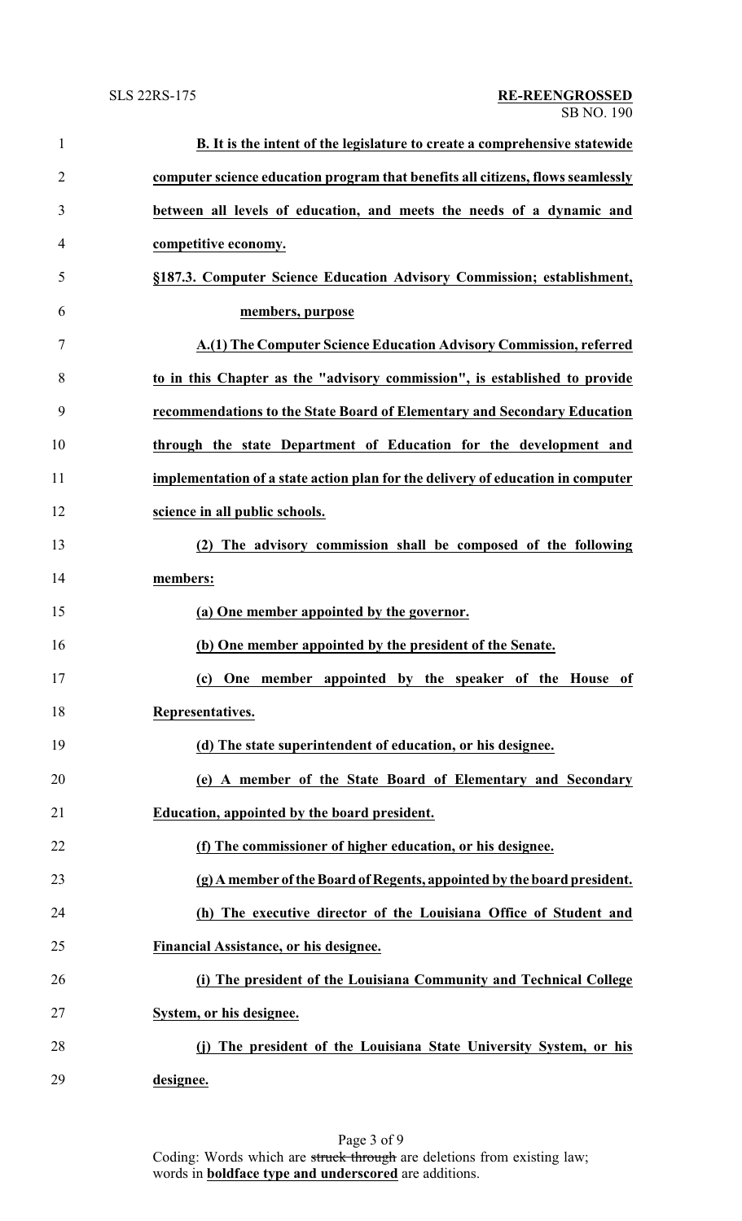**B. It is the intent of the legislature to create a comprehensive statewide computer science education program that benefits all citizens, flows seamlessly between all levels of education, and meets the needs of a dynamic and competitive economy.**

**§187.3. Computer Science Education Advisory Commission; establishment, members, purpose**

**A.(1) The Computer Science Education Advisory Commission, referred to in this Chapter as the "advisory commission", is established to provide recommendations to the State Board of Elementary and Secondary Education through the state Department of Education for the development and implementation of a state action plan for the delivery of education in computer science in all public schools.**

**(2) The advisory commission shall be composed of the following members:**

**(a) One member appointed by the governor.**

**(b) One member appointed by the president of the Senate.**

**(c) One member appointed by the speaker of the House of Representatives.**

**(d) The state superintendent of education, or his designee.**

**(e) A member of the State Board of Elementary and Secondary Education, appointed by the board president.**

**(f) The commissioner of higher education, or his designee.**

**(g) A member of the Board of Regents, appointed by the board president.**

**(h) The executive director of the Louisiana Office of Student and Financial Assistance, or his designee.**

**(i) The president of the Louisiana Community and Technical College System, or his designee.**

**(j) The president of the Louisiana State University System, or his designee.**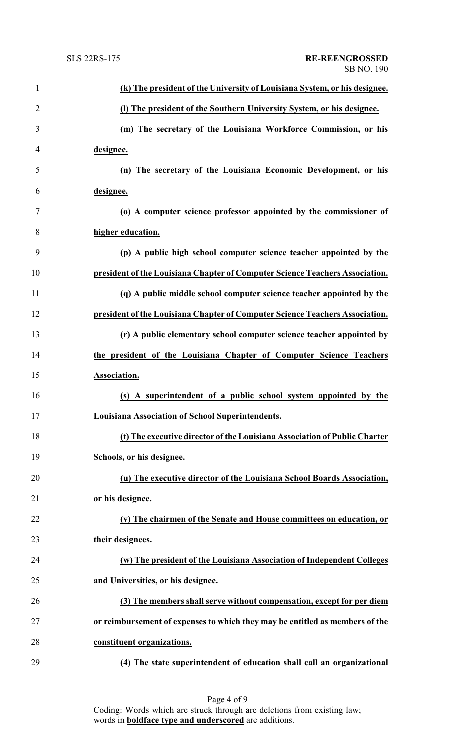**(k) The president of the University of Louisiana System, or his designee.**

**(l) The president of the Southern University System, or his designee.**

**(m) The secretary of the Louisiana Workforce Commission, or his designee.**

**(n) The secretary of the Louisiana Economic Development, or his designee.**

**(o) A computer science professor appointed by the commissioner of higher education.**

**(p) A public high school computer science teacher appointed by the president of the Louisiana Chapter of Computer Science Teachers Association.**

**(q) A public middle school computer science teacher appointed by the president of the Louisiana Chapter of Computer Science Teachers Association.**

**(r) A public elementary school computer science teacher appointed by the president of the Louisiana Chapter of Computer Science Teachers Association.**

**(s) A superintendent of a public school system appointed by the Louisiana Association of School Superintendents.**

**(t) The executive director of the Louisiana Association of Public Charter Schools, or his designee.**

**(u) The executive director of the Louisiana School Boards Association, or his designee.**

**(v) The chairmen of the Senate and House committees on education, or their designees.**

**(w) The president of the Louisiana Association of Independent Colleges and Universities, or his designee.**

**(3) The members shall serve without compensation, except for per diem or reimbursement of expenses to which they may be entitled as members of the constituent organizations.**

**(4) The state superintendent of education shall call an organizational**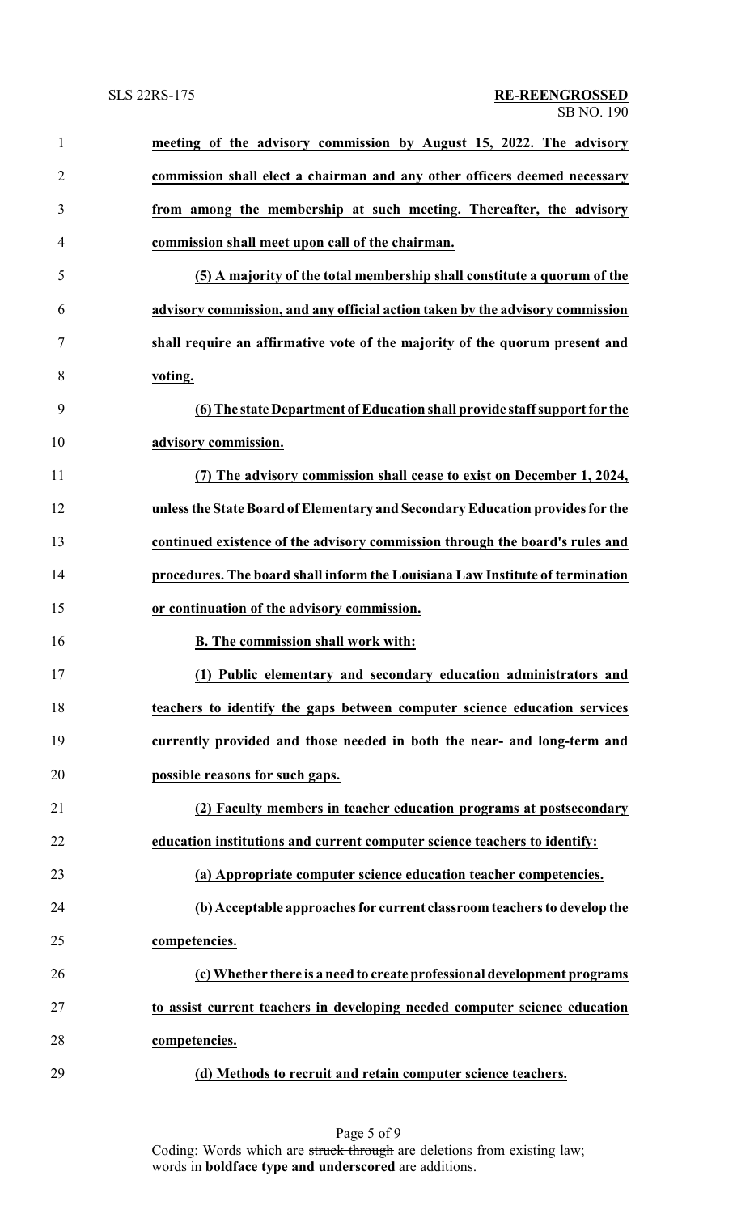**meeting of the advisory commission by August 15, 2022. The advisory commission shall elect a chairman and any other officers deemed necessary from among the membership at such meeting. Thereafter, the advisory commission shall meet upon call of the chairman.**

**(5) A majority of the total membership shall constitute a quorum of the advisory commission, and any official action taken by the advisory commission shall require an affirmative vote of the majority of the quorum present and voting.**

**(6) The state Department of Education shall provide staff support for the advisory commission.**

**(7) The advisory commission shall cease to exist on December 1, 2024, unless the State Board of Elementary and Secondary Education provides for the continued existence of the advisory commission through the board's rules and procedures. The board shall inform the Louisiana Law Institute of termination or continuation of the advisory commission.**

**B. The commission shall work with:**

**(1) Public elementary and secondary education administrators and teachers to identify the gaps between computer science education services currently provided and those needed in both the near- and long-term and possible reasons for such gaps.**

**(2) Faculty members in teacher education programs at postsecondary education institutions and current computer science teachers to identify:**

**(a) Appropriate computer science education teacher competencies.**

**(b) Acceptable approaches for current classroom teachers to develop the competencies.**

**(c) Whether there is a need to create professional development programs to assist current teachers in developing needed computer science education competencies.**

**(d) Methods to recruit and retain computer science teachers.**

Coding: Words which are ~~struck through~~ are deletions from existing law; words in **boldface type and underscored** are additions.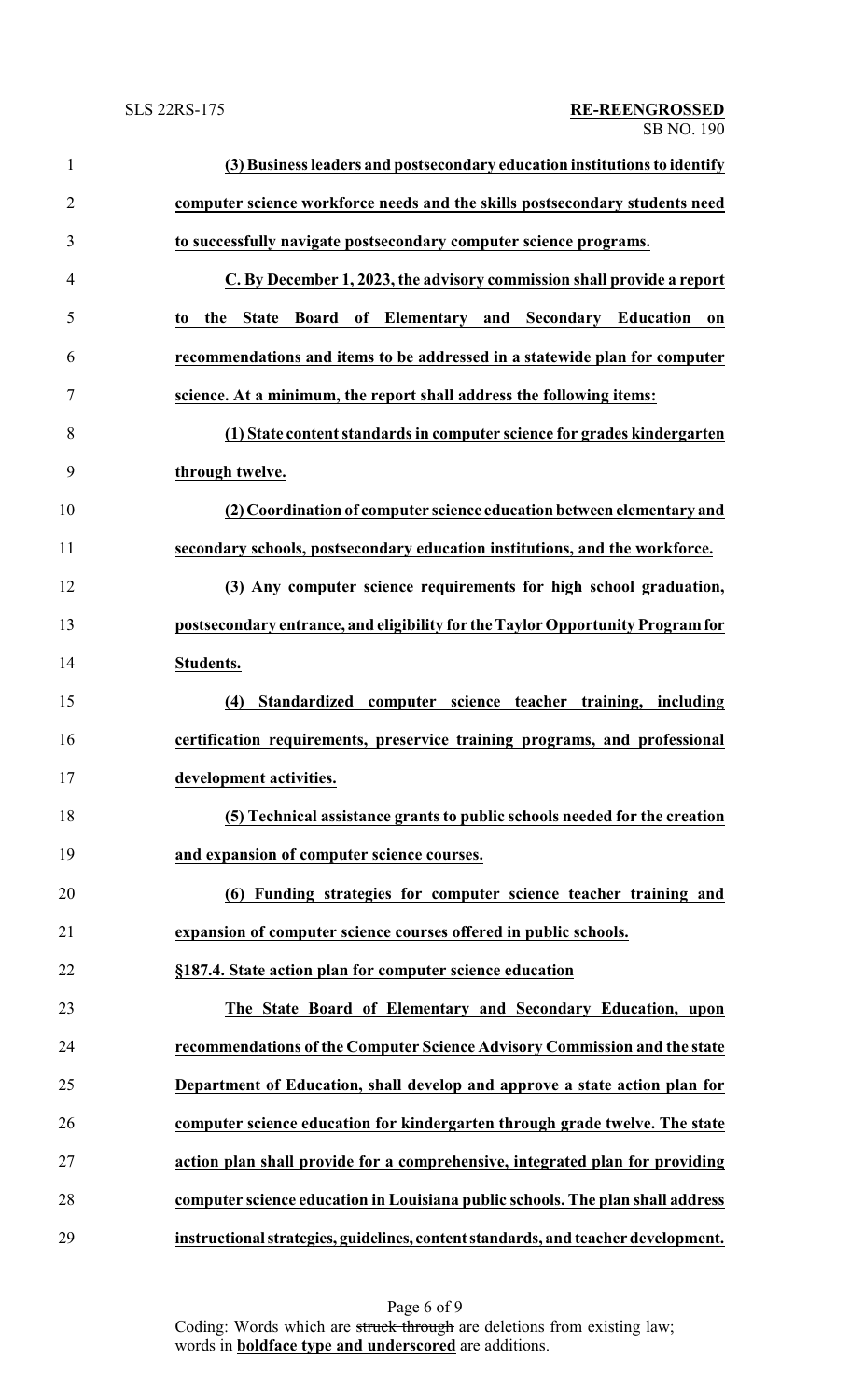**(3) Business leaders and postsecondary education institutions to identify computer science workforce needs and the skills postsecondary students need to successfully navigate postsecondary computer science programs.**

**C. By December 1, 2023, the advisory commission shall provide a report to the State Board of Elementary and Secondary Education on recommendations and items to be addressed in a statewide plan for computer science. At a minimum, the report shall address the following items:**

**(1) State content standards in computer science for grades kindergarten through twelve.**

**(2) Coordination of computer science education between elementary and secondary schools, postsecondary education institutions, and the workforce.**

**(3) Any computer science requirements for high school graduation, postsecondary entrance, and eligibility for the Taylor Opportunity Program for Students.**

**(4) Standardized computer science teacher training, including certification requirements, preservice training programs, and professional development activities.**

**(5) Technical assistance grants to public schools needed for the creation and expansion of computer science courses.**

**(6) Funding strategies for computer science teacher training and expansion of computer science courses offered in public schools.**

**§187.4. State action plan for computer science education**

**The State Board of Elementary and Secondary Education, upon recommendations of the Computer Science Advisory Commission and the state Department of Education, shall develop and approve a state action plan for computer science education for kindergarten through grade twelve. The state action plan shall provide for a comprehensive, integrated plan for providing computer science education in Louisiana public schools. The plan shall address instructional strategies, guidelines, content standards, and teacher development.**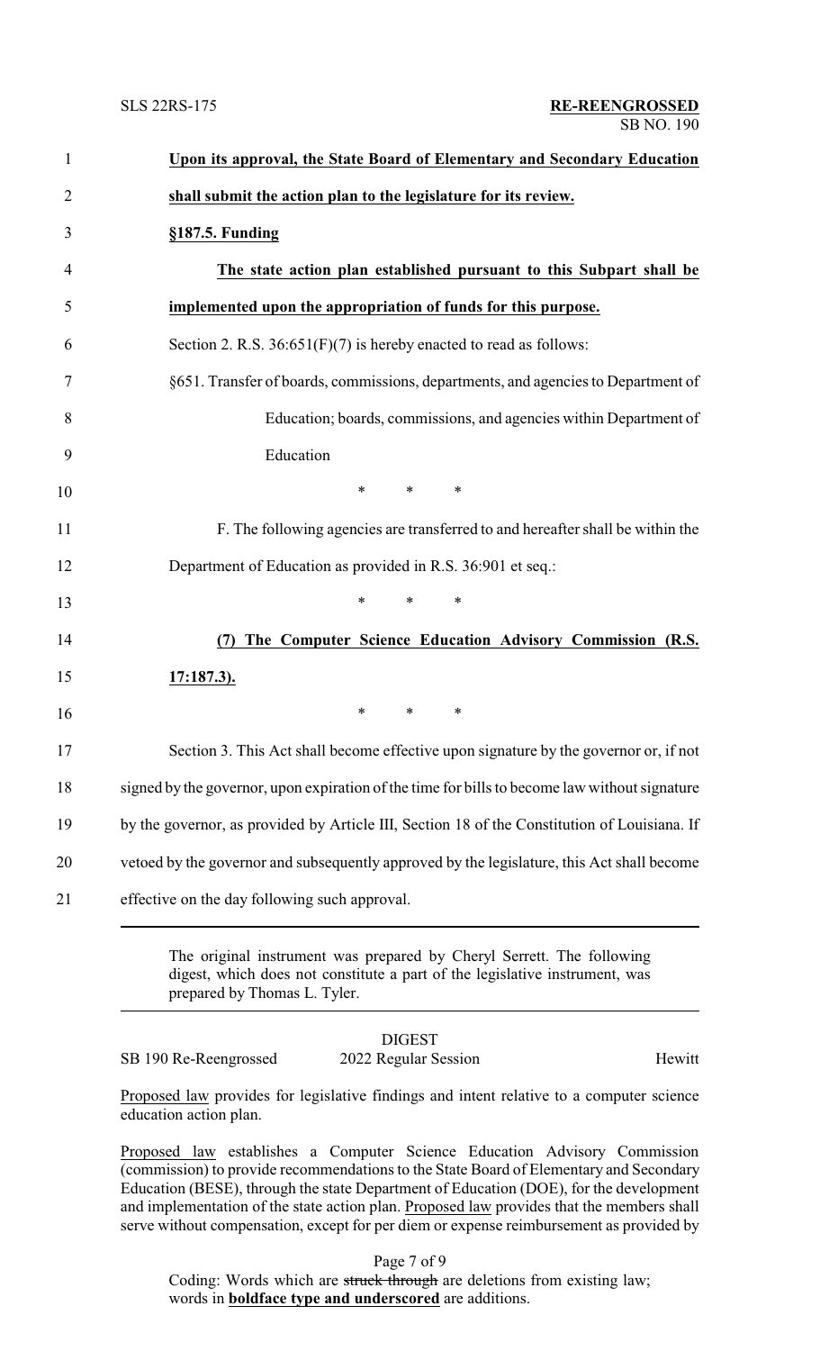**Upon its approval, the State Board of Elementary and Secondary Education shall submit the action plan to the legislature for its review.**

**§187.5. Funding**

**The state action plan established pursuant to this Subpart shall be implemented upon the appropriation of funds for this purpose.**

Section 2. R.S. 36:651(F)(7) is hereby enacted to read as follows:

§651. Transfer of boards, commissions, departments, and agencies to Department of Education; boards, commissions, and agencies within Department of Education

\* \* \*

F. The following agencies are transferred to and hereafter shall be within the Department of Education as provided in R.S. 36:901 et seq.:

\* \* \*

**(7) The Computer Science Education Advisory Commission (R.S. 17:187.3).**

\* \* \*

Section 3. This Act shall become effective upon signature by the governor or, if not signed by the governor, upon expiration of the time for bills to become law without signature by the governor, as provided by Article III, Section 18 of the Constitution of Louisiana. If vetoed by the governor and subsequently approved by the legislature, this Act shall become effective on the day following such approval.

---

The original instrument was prepared by Cheryl Serrett. The following digest, which does not constitute a part of the legislative instrument, was prepared by Thomas L. Tyler.

---

DIGEST

SB 190 Re-Reengrossed — 2022 Regular Session — Hewitt

Proposed law provides for legislative findings and intent relative to a computer science education action plan.

Proposed law establishes a Computer Science Education Advisory Commission (commission) to provide recommendations to the State Board of Elementary and Secondary Education (BESE), through the state Department of Education (DOE), for the development and implementation of the state action plan. Proposed law provides that the members shall serve without compensation, except for per diem or expense reimbursement as provided by

Coding: Words which are ~~struck through~~ are deletions from existing law; words in **boldface type and underscored** are additions.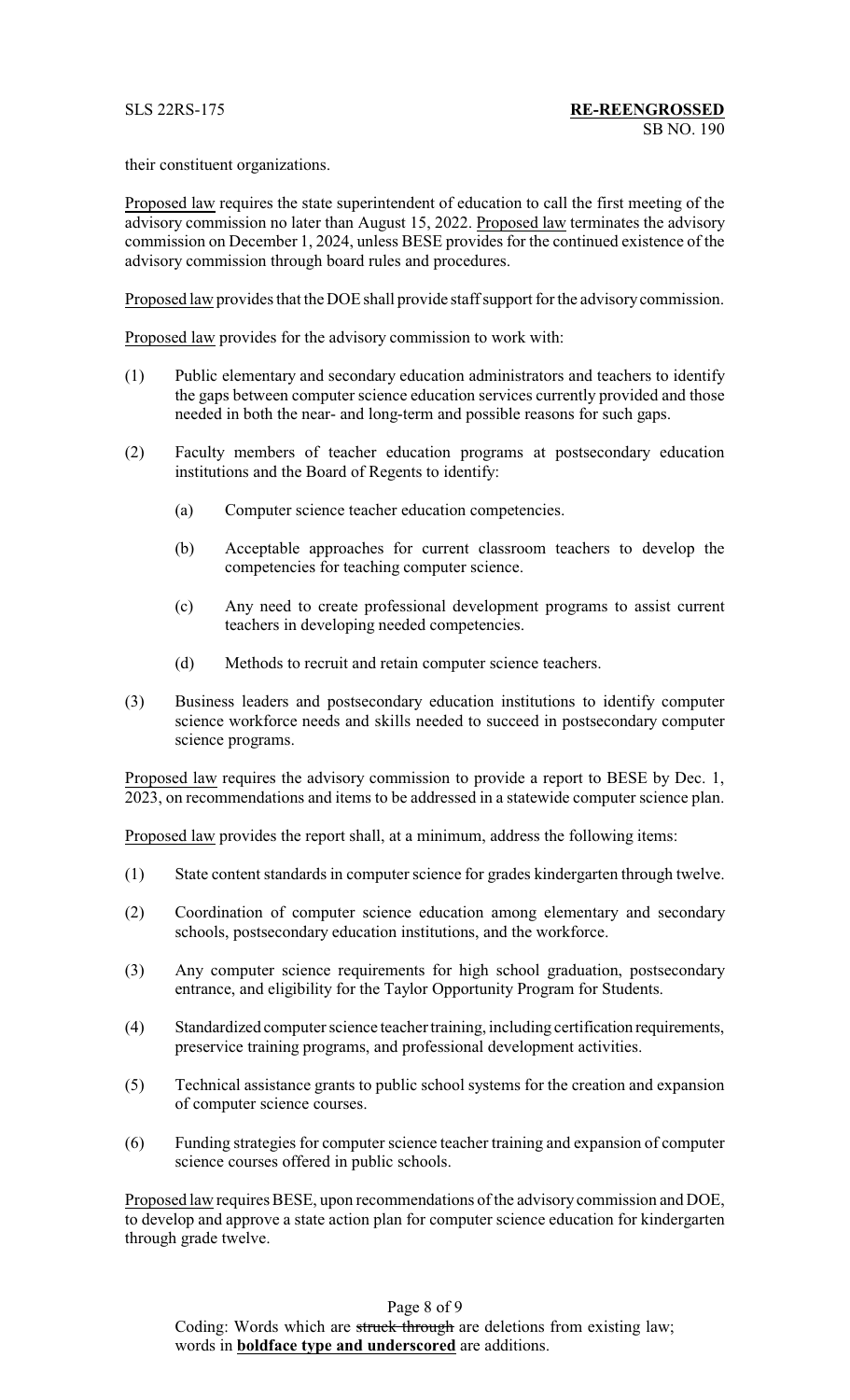their constituent organizations.

Proposed law requires the state superintendent of education to call the first meeting of the advisory commission no later than August 15, 2022. Proposed law terminates the advisory commission on December 1, 2024, unless BESE provides for the continued existence of the advisory commission through board rules and procedures.

Proposed law provides that the DOE shall provide staff support for the advisory commission.

Proposed law provides for the advisory commission to work with:

(1) Public elementary and secondary education administrators and teachers to identify the gaps between computer science education services currently provided and those needed in both the near- and long-term and possible reasons for such gaps.

(2) Faculty members of teacher education programs at postsecondary education institutions and the Board of Regents to identify:

   (a) Computer science teacher education competencies.

   (b) Acceptable approaches for current classroom teachers to develop the competencies for teaching computer science.

   (c) Any need to create professional development programs to assist current teachers in developing needed competencies.

   (d) Methods to recruit and retain computer science teachers.

(3) Business leaders and postsecondary education institutions to identify computer science workforce needs and skills needed to succeed in postsecondary computer science programs.

Proposed law requires the advisory commission to provide a report to BESE by Dec. 1, 2023, on recommendations and items to be addressed in a statewide computer science plan.

Proposed law provides the report shall, at a minimum, address the following items:

(1) State content standards in computer science for grades kindergarten through twelve.

(2) Coordination of computer science education among elementary and secondary schools, postsecondary education institutions, and the workforce.

(3) Any computer science requirements for high school graduation, postsecondary entrance, and eligibility for the Taylor Opportunity Program for Students.

(4) Standardized computer science teacher training, including certification requirements, preservice training programs, and professional development activities.

(5) Technical assistance grants to public school systems for the creation and expansion of computer science courses.

(6) Funding strategies for computer science teacher training and expansion of computer science courses offered in public schools.

Proposed law requires BESE, upon recommendations of the advisory commission and DOE, to develop and approve a state action plan for computer science education for kindergarten through grade twelve.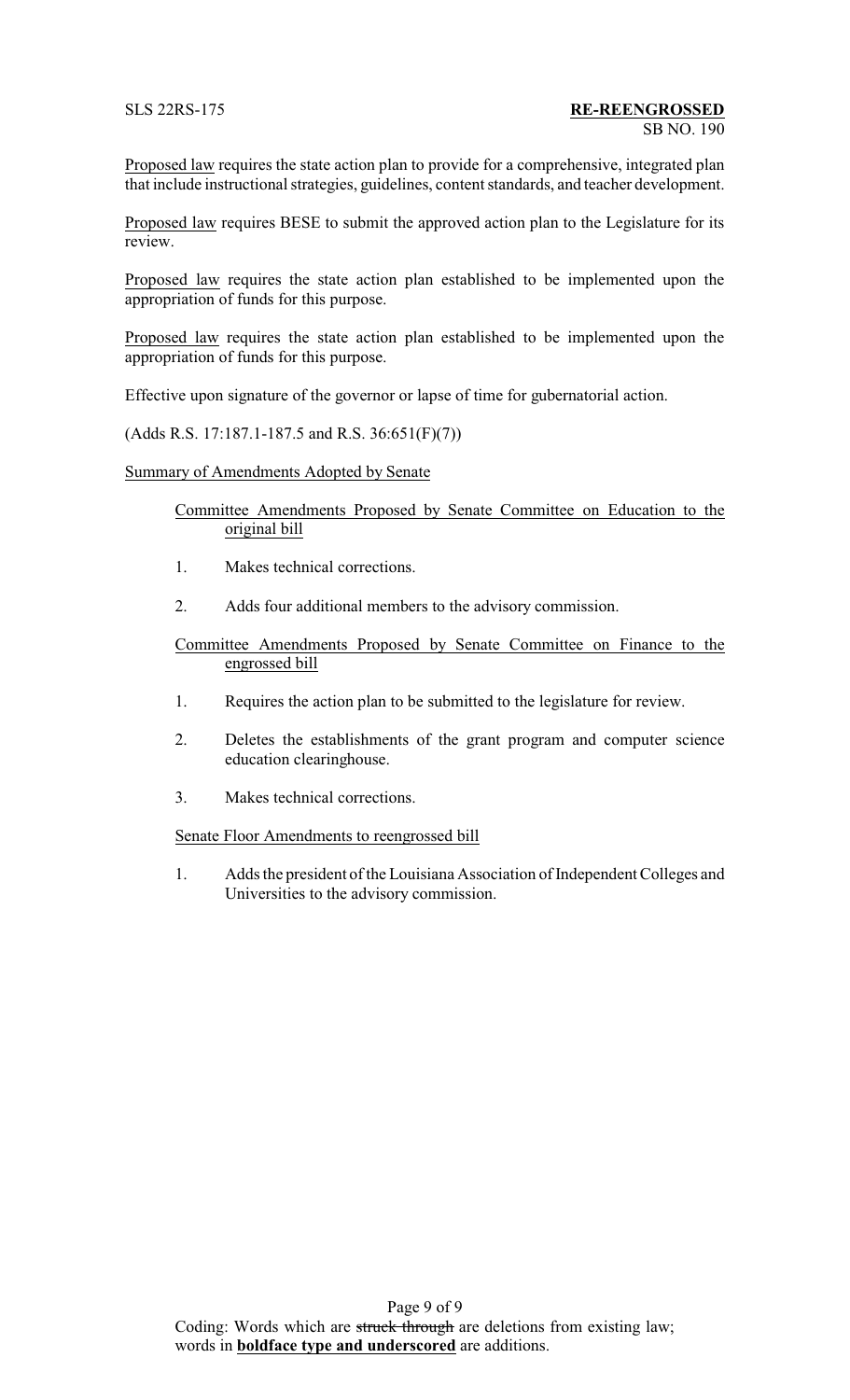Proposed law requires the state action plan to provide for a comprehensive, integrated plan that include instructional strategies, guidelines, content standards, and teacher development.

Proposed law requires BESE to submit the approved action plan to the Legislature for its review.

Proposed law requires the state action plan established to be implemented upon the appropriation of funds for this purpose.

Proposed law requires the state action plan established to be implemented upon the appropriation of funds for this purpose.

Effective upon signature of the governor or lapse of time for gubernatorial action.

(Adds R.S. 17:187.1-187.5 and R.S. 36:651(F)(7))

Summary of Amendments Adopted by Senate

Committee Amendments Proposed by Senate Committee on Education to the original bill

1. Makes technical corrections.
2. Adds four additional members to the advisory commission.

Committee Amendments Proposed by Senate Committee on Finance to the engrossed bill

1. Requires the action plan to be submitted to the legislature for review.
2. Deletes the establishments of the grant program and computer science education clearinghouse.
3. Makes technical corrections.

Senate Floor Amendments to reengrossed bill

1. Adds the president of the Louisiana Association of Independent Colleges and Universities to the advisory commission.

Coding: Words which are ~~struck through~~ are deletions from existing law; words in **boldface type and underscored** are additions.